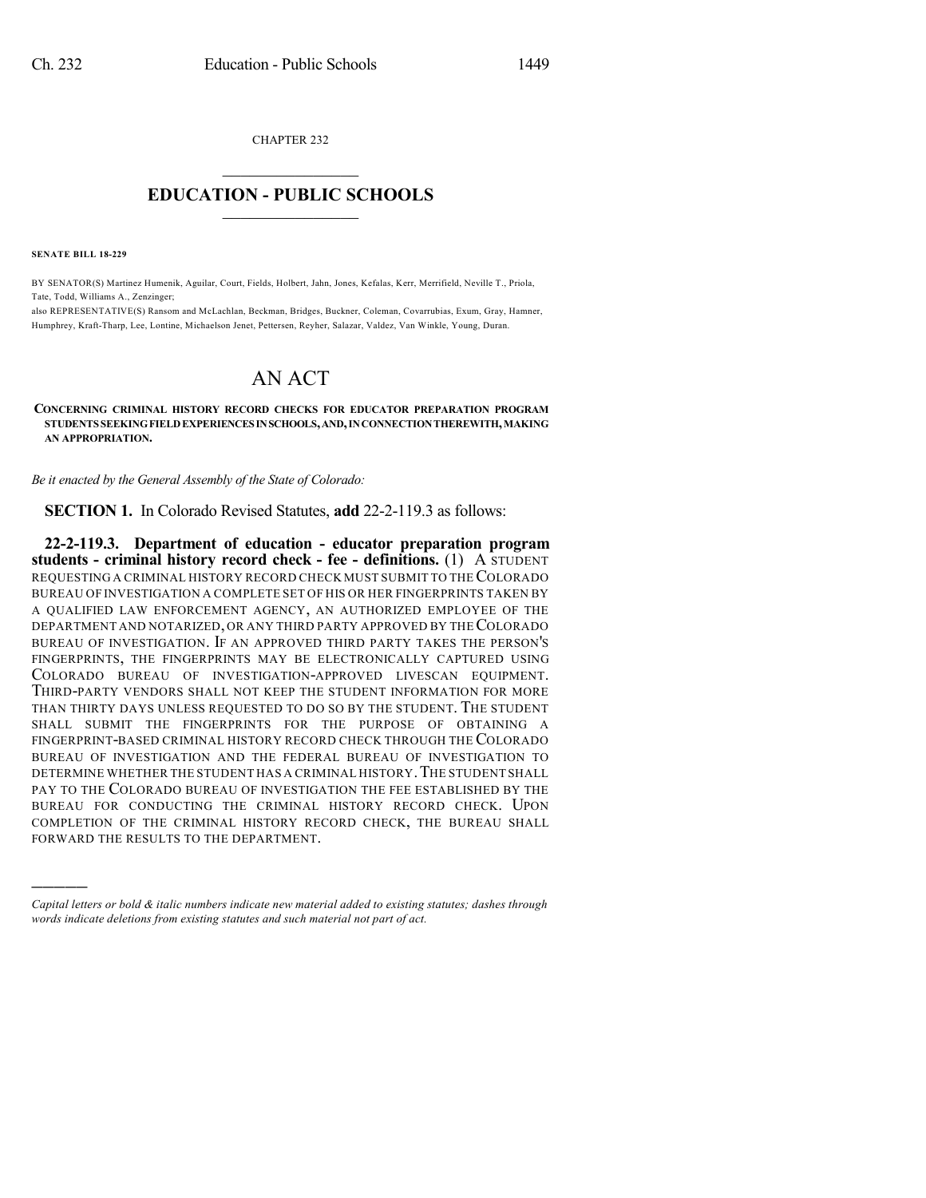CHAPTER 232

# EDUCATION - PUBLIC SCHOOLS

**SENATE BILL 18-229**

BY SENATOR(S) Martinez Humenik, Aguilar, Court, Fields, Holbert, Jahn, Jones, Kefalas, Kerr, Merrifield, Neville T., Priola, Tate, Todd, Williams A., Zenzinger;

also REPRESENTATIVE(S) Ransom and McLachlan, Beckman, Bridges, Buckner, Coleman, Covarrubias, Exum, Gray, Hamner, Humphrey, Kraft-Tharp, Lee, Lontine, Michaelson Jenet, Pettersen, Reyher, Salazar, Valdez, Van Winkle, Young, Duran.

# AN ACT

**CONCERNING CRIMINAL HISTORY RECORD CHECKS FOR EDUCATOR PREPARATION PROGRAM STUDENTS SEEKING FIELD EXPERIENCES IN SCHOOLS, AND, IN CONNECTION THEREWITH, MAKING AN APPROPRIATION.**

*Be it enacted by the General Assembly of the State of Colorado:*

**SECTION 1.** In Colorado Revised Statutes, **add** 22-2-119.3 as follows:

**22-2-119.3. Department of education - educator preparation program students - criminal history record check - fee - definitions.** (1) A STUDENT REQUESTING A CRIMINAL HISTORY RECORD CHECK MUST SUBMIT TO THE COLORADO BUREAU OF INVESTIGATION A COMPLETE SET OF HIS OR HER FINGERPRINTS TAKEN BY A QUALIFIED LAW ENFORCEMENT AGENCY, AN AUTHORIZED EMPLOYEE OF THE DEPARTMENT AND NOTARIZED, OR ANY THIRD PARTY APPROVED BY THE COLORADO BUREAU OF INVESTIGATION. IF AN APPROVED THIRD PARTY TAKES THE PERSON'S FINGERPRINTS, THE FINGERPRINTS MAY BE ELECTRONICALLY CAPTURED USING COLORADO BUREAU OF INVESTIGATION-APPROVED LIVESCAN EQUIPMENT. THIRD-PARTY VENDORS SHALL NOT KEEP THE STUDENT INFORMATION FOR MORE THAN THIRTY DAYS UNLESS REQUESTED TO DO SO BY THE STUDENT. THE STUDENT SHALL SUBMIT THE FINGERPRINTS FOR THE PURPOSE OF OBTAINING A FINGERPRINT-BASED CRIMINAL HISTORY RECORD CHECK THROUGH THE COLORADO BUREAU OF INVESTIGATION AND THE FEDERAL BUREAU OF INVESTIGATION TO DETERMINE WHETHER THE STUDENT HAS A CRIMINAL HISTORY. THE STUDENT SHALL PAY TO THE COLORADO BUREAU OF INVESTIGATION THE FEE ESTABLISHED BY THE BUREAU FOR CONDUCTING THE CRIMINAL HISTORY RECORD CHECK. UPON COMPLETION OF THE CRIMINAL HISTORY RECORD CHECK, THE BUREAU SHALL FORWARD THE RESULTS TO THE DEPARTMENT.

---

*Capital letters or bold & italic numbers indicate new material added to existing statutes; dashes through words indicate deletions from existing statutes and such material not part of act.*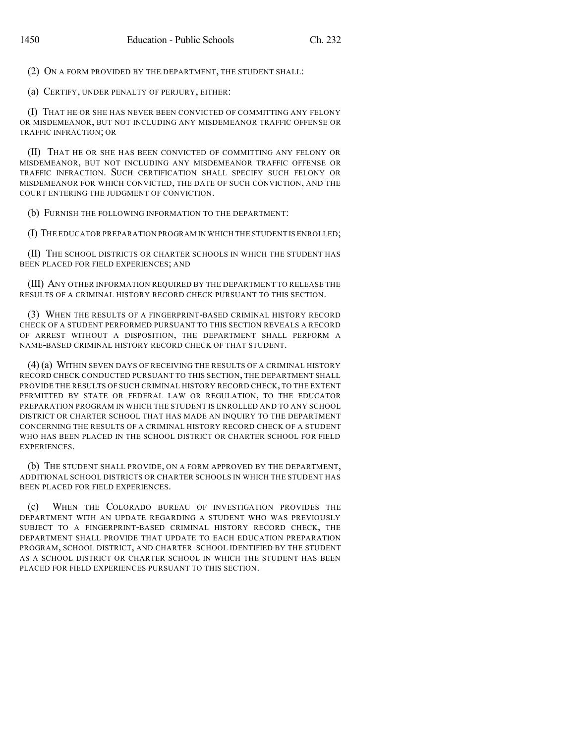(2) ON A FORM PROVIDED BY THE DEPARTMENT, THE STUDENT SHALL:

(a) CERTIFY, UNDER PENALTY OF PERJURY, EITHER:

(I) THAT HE OR SHE HAS NEVER BEEN CONVICTED OF COMMITTING ANY FELONY OR MISDEMEANOR, BUT NOT INCLUDING ANY MISDEMEANOR TRAFFIC OFFENSE OR TRAFFIC INFRACTION; OR

(II) THAT HE OR SHE HAS BEEN CONVICTED OF COMMITTING ANY FELONY OR MISDEMEANOR, BUT NOT INCLUDING ANY MISDEMEANOR TRAFFIC OFFENSE OR TRAFFIC INFRACTION. SUCH CERTIFICATION SHALL SPECIFY SUCH FELONY OR MISDEMEANOR FOR WHICH CONVICTED, THE DATE OF SUCH CONVICTION, AND THE COURT ENTERING THE JUDGMENT OF CONVICTION.

(b) FURNISH THE FOLLOWING INFORMATION TO THE DEPARTMENT:

(I) THE EDUCATOR PREPARATION PROGRAM IN WHICH THE STUDENT IS ENROLLED;

(II) THE SCHOOL DISTRICTS OR CHARTER SCHOOLS IN WHICH THE STUDENT HAS BEEN PLACED FOR FIELD EXPERIENCES; AND

(III) ANY OTHER INFORMATION REQUIRED BY THE DEPARTMENT TO RELEASE THE RESULTS OF A CRIMINAL HISTORY RECORD CHECK PURSUANT TO THIS SECTION.

(3) WHEN THE RESULTS OF A FINGERPRINT-BASED CRIMINAL HISTORY RECORD CHECK OF A STUDENT PERFORMED PURSUANT TO THIS SECTION REVEALS A RECORD OF ARREST WITHOUT A DISPOSITION, THE DEPARTMENT SHALL PERFORM A NAME-BASED CRIMINAL HISTORY RECORD CHECK OF THAT STUDENT.

(4) (a) WITHIN SEVEN DAYS OF RECEIVING THE RESULTS OF A CRIMINAL HISTORY RECORD CHECK CONDUCTED PURSUANT TO THIS SECTION, THE DEPARTMENT SHALL PROVIDE THE RESULTS OF SUCH CRIMINAL HISTORY RECORD CHECK, TO THE EXTENT PERMITTED BY STATE OR FEDERAL LAW OR REGULATION, TO THE EDUCATOR PREPARATION PROGRAM IN WHICH THE STUDENT IS ENROLLED AND TO ANY SCHOOL DISTRICT OR CHARTER SCHOOL THAT HAS MADE AN INQUIRY TO THE DEPARTMENT CONCERNING THE RESULTS OF A CRIMINAL HISTORY RECORD CHECK OF A STUDENT WHO HAS BEEN PLACED IN THE SCHOOL DISTRICT OR CHARTER SCHOOL FOR FIELD EXPERIENCES.

(b) THE STUDENT SHALL PROVIDE, ON A FORM APPROVED BY THE DEPARTMENT, ADDITIONAL SCHOOL DISTRICTS OR CHARTER SCHOOLS IN WHICH THE STUDENT HAS BEEN PLACED FOR FIELD EXPERIENCES.

(c) WHEN THE COLORADO BUREAU OF INVESTIGATION PROVIDES THE DEPARTMENT WITH AN UPDATE REGARDING A STUDENT WHO WAS PREVIOUSLY SUBJECT TO A FINGERPRINT-BASED CRIMINAL HISTORY RECORD CHECK, THE DEPARTMENT SHALL PROVIDE THAT UPDATE TO EACH EDUCATION PREPARATION PROGRAM, SCHOOL DISTRICT, AND CHARTER SCHOOL IDENTIFIED BY THE STUDENT AS A SCHOOL DISTRICT OR CHARTER SCHOOL IN WHICH THE STUDENT HAS BEEN PLACED FOR FIELD EXPERIENCES PURSUANT TO THIS SECTION.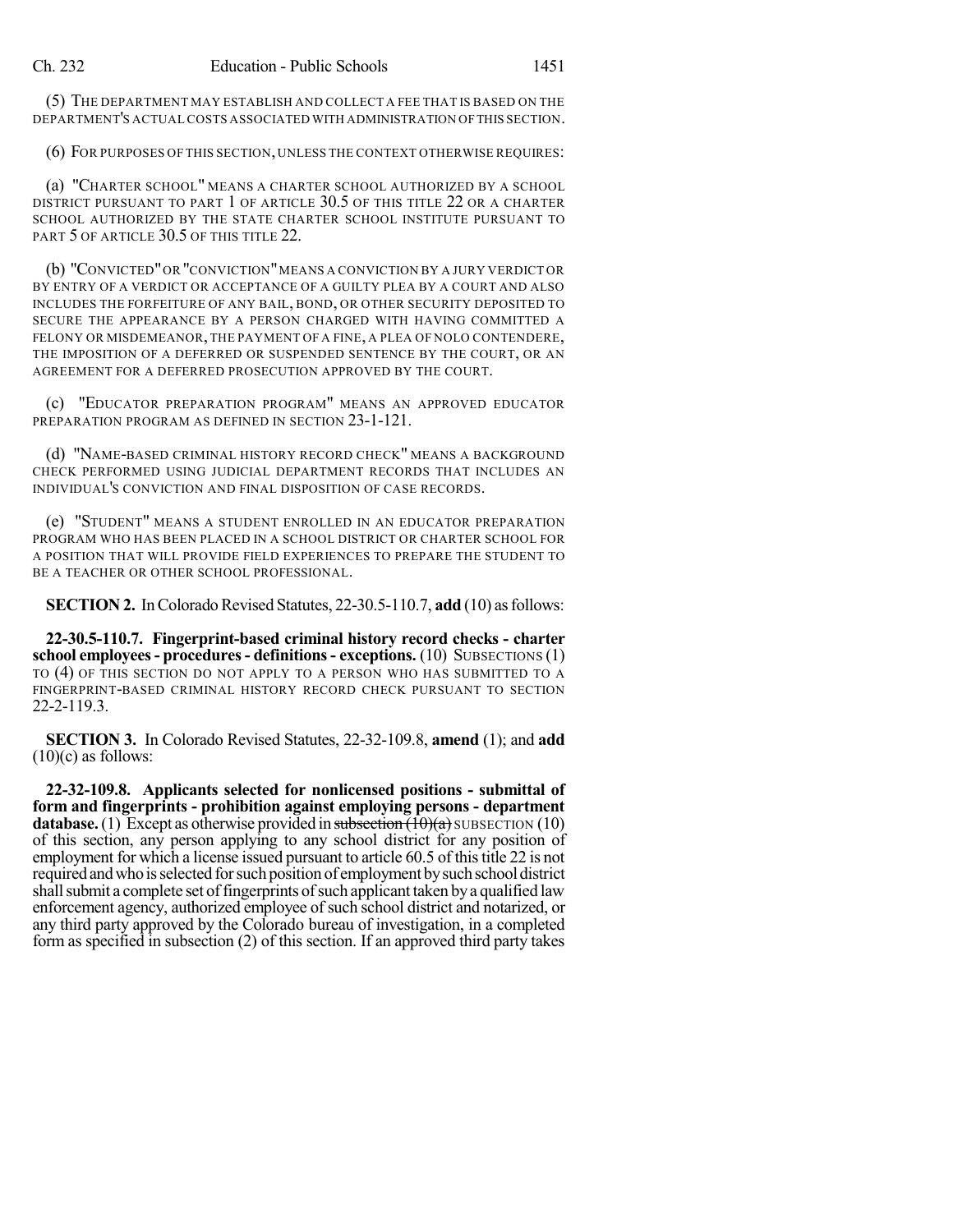(5) THE DEPARTMENT MAY ESTABLISH AND COLLECT A FEE THAT IS BASED ON THE DEPARTMENT'S ACTUAL COSTS ASSOCIATED WITH ADMINISTRATION OF THIS SECTION.

(6) FOR PURPOSES OF THIS SECTION, UNLESS THE CONTEXT OTHERWISE REQUIRES:

(a) "CHARTER SCHOOL" MEANS A CHARTER SCHOOL AUTHORIZED BY A SCHOOL DISTRICT PURSUANT TO PART 1 OF ARTICLE 30.5 OF THIS TITLE 22 OR A CHARTER SCHOOL AUTHORIZED BY THE STATE CHARTER SCHOOL INSTITUTE PURSUANT TO PART 5 OF ARTICLE 30.5 OF THIS TITLE 22.

(b) "CONVICTED" OR "CONVICTION" MEANS A CONVICTION BY A JURY VERDICT OR BY ENTRY OF A VERDICT OR ACCEPTANCE OF A GUILTY PLEA BY A COURT AND ALSO INCLUDES THE FORFEITURE OF ANY BAIL, BOND, OR OTHER SECURITY DEPOSITED TO SECURE THE APPEARANCE BY A PERSON CHARGED WITH HAVING COMMITTED A FELONY OR MISDEMEANOR, THE PAYMENT OF A FINE, A PLEA OF NOLO CONTENDERE, THE IMPOSITION OF A DEFERRED OR SUSPENDED SENTENCE BY THE COURT, OR AN AGREEMENT FOR A DEFERRED PROSECUTION APPROVED BY THE COURT.

(c) "EDUCATOR PREPARATION PROGRAM" MEANS AN APPROVED EDUCATOR PREPARATION PROGRAM AS DEFINED IN SECTION 23-1-121.

(d) "NAME-BASED CRIMINAL HISTORY RECORD CHECK" MEANS A BACKGROUND CHECK PERFORMED USING JUDICIAL DEPARTMENT RECORDS THAT INCLUDES AN INDIVIDUAL'S CONVICTION AND FINAL DISPOSITION OF CASE RECORDS.

(e) "STUDENT" MEANS A STUDENT ENROLLED IN AN EDUCATOR PREPARATION PROGRAM WHO HAS BEEN PLACED IN A SCHOOL DISTRICT OR CHARTER SCHOOL FOR A POSITION THAT WILL PROVIDE FIELD EXPERIENCES TO PREPARE THE STUDENT TO BE A TEACHER OR OTHER SCHOOL PROFESSIONAL.

**SECTION 2.** In Colorado Revised Statutes, 22-30.5-110.7, **add** (10) as follows:

**22-30.5-110.7. Fingerprint-based criminal history record checks - charter school employees - procedures - definitions - exceptions.** (10) SUBSECTIONS (1) TO (4) OF THIS SECTION DO NOT APPLY TO A PERSON WHO HAS SUBMITTED TO A FINGERPRINT-BASED CRIMINAL HISTORY RECORD CHECK PURSUANT TO SECTION 22-2-119.3.

**SECTION 3.** In Colorado Revised Statutes, 22-32-109.8, **amend** (1); and **add** (10)(c) as follows:

**22-32-109.8. Applicants selected for nonlicensed positions - submittal of form and fingerprints - prohibition against employing persons - department database.** (1) Except as otherwise provided in ~~subsection (10)(a)~~ SUBSECTION (10) of this section, any person applying to any school district for any position of employment for which a license issued pursuant to article 60.5 of this title 22 is not required and who is selected for such position of employment by such school district shall submit a complete set of fingerprints of such applicant taken by a qualified law enforcement agency, authorized employee of such school district and notarized, or any third party approved by the Colorado bureau of investigation, in a completed form as specified in subsection (2) of this section. If an approved third party takes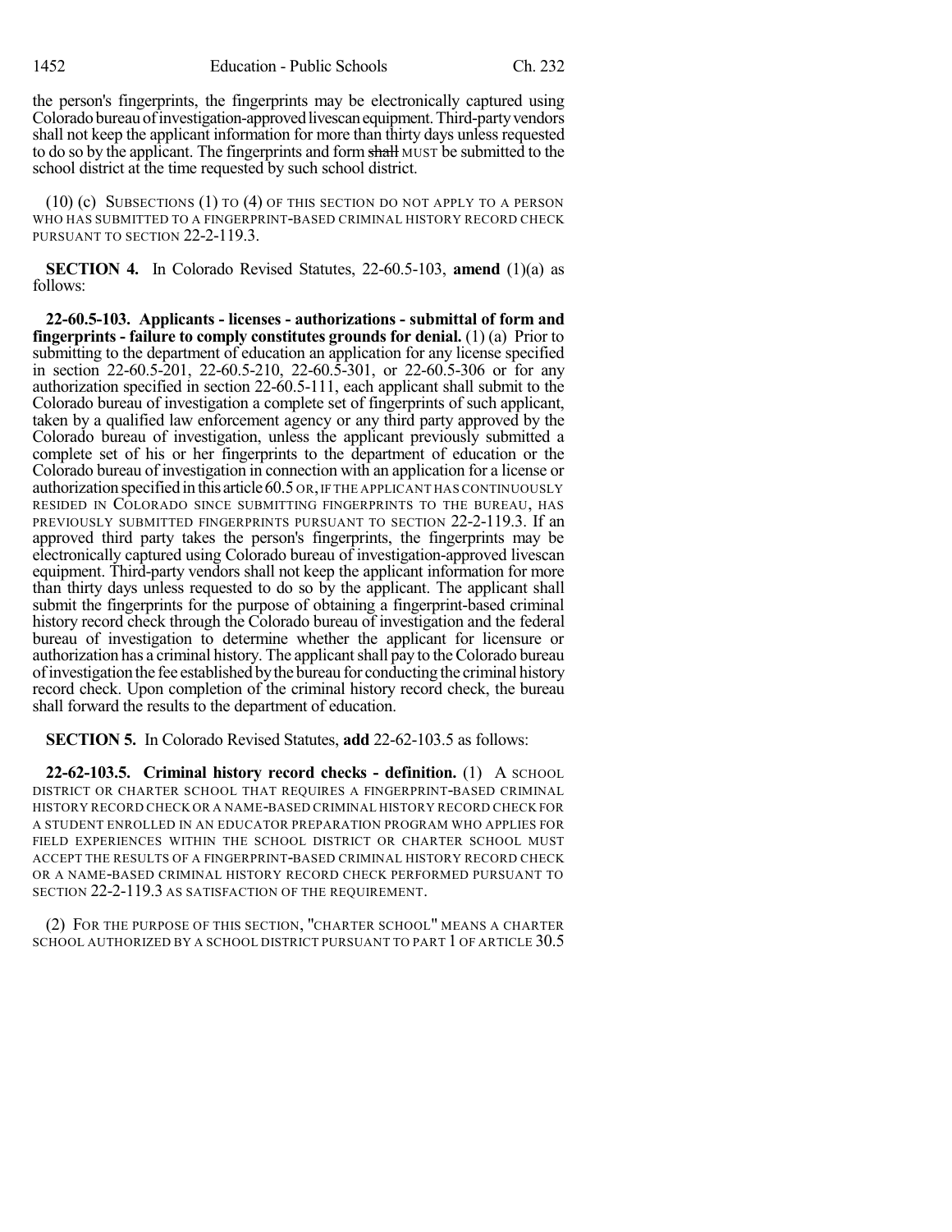the person's fingerprints, the fingerprints may be electronically captured using Colorado bureau of investigation-approved livescan equipment. Third-party vendors shall not keep the applicant information for more than thirty days unless requested to do so by the applicant. The fingerprints and form ~~shall~~ MUST be submitted to the school district at the time requested by such school district.

(10) (c) SUBSECTIONS (1) TO (4) OF THIS SECTION DO NOT APPLY TO A PERSON WHO HAS SUBMITTED TO A FINGERPRINT-BASED CRIMINAL HISTORY RECORD CHECK PURSUANT TO SECTION 22-2-119.3.

**SECTION 4.** In Colorado Revised Statutes, 22-60.5-103, **amend** (1)(a) as follows:

**22-60.5-103. Applicants - licenses - authorizations - submittal of form and fingerprints - failure to comply constitutes grounds for denial.** (1) (a) Prior to submitting to the department of education an application for any license specified in section 22-60.5-201, 22-60.5-210, 22-60.5-301, or 22-60.5-306 or for any authorization specified in section 22-60.5-111, each applicant shall submit to the Colorado bureau of investigation a complete set of fingerprints of such applicant, taken by a qualified law enforcement agency or any third party approved by the Colorado bureau of investigation, unless the applicant previously submitted a complete set of his or her fingerprints to the department of education or the Colorado bureau of investigation in connection with an application for a license or authorization specified in this article 60.5 OR, IF THE APPLICANT HAS CONTINUOUSLY RESIDED IN COLORADO SINCE SUBMITTING FINGERPRINTS TO THE BUREAU, HAS PREVIOUSLY SUBMITTED FINGERPRINTS PURSUANT TO SECTION 22-2-119.3. If an approved third party takes the person's fingerprints, the fingerprints may be electronically captured using Colorado bureau of investigation-approved livescan equipment. Third-party vendors shall not keep the applicant information for more than thirty days unless requested to do so by the applicant. The applicant shall submit the fingerprints for the purpose of obtaining a fingerprint-based criminal history record check through the Colorado bureau of investigation and the federal bureau of investigation to determine whether the applicant for licensure or authorization has a criminal history. The applicant shall pay to the Colorado bureau of investigation the fee established by the bureau for conducting the criminal history record check. Upon completion of the criminal history record check, the bureau shall forward the results to the department of education.

**SECTION 5.** In Colorado Revised Statutes, **add** 22-62-103.5 as follows:

**22-62-103.5. Criminal history record checks - definition.** (1) A SCHOOL DISTRICT OR CHARTER SCHOOL THAT REQUIRES A FINGERPRINT-BASED CRIMINAL HISTORY RECORD CHECK OR A NAME-BASED CRIMINAL HISTORY RECORD CHECK FOR A STUDENT ENROLLED IN AN EDUCATOR PREPARATION PROGRAM WHO APPLIES FOR FIELD EXPERIENCES WITHIN THE SCHOOL DISTRICT OR CHARTER SCHOOL MUST ACCEPT THE RESULTS OF A FINGERPRINT-BASED CRIMINAL HISTORY RECORD CHECK OR A NAME-BASED CRIMINAL HISTORY RECORD CHECK PERFORMED PURSUANT TO SECTION 22-2-119.3 AS SATISFACTION OF THE REQUIREMENT.

(2) FOR THE PURPOSE OF THIS SECTION, "CHARTER SCHOOL" MEANS A CHARTER SCHOOL AUTHORIZED BY A SCHOOL DISTRICT PURSUANT TO PART 1 OF ARTICLE 30.5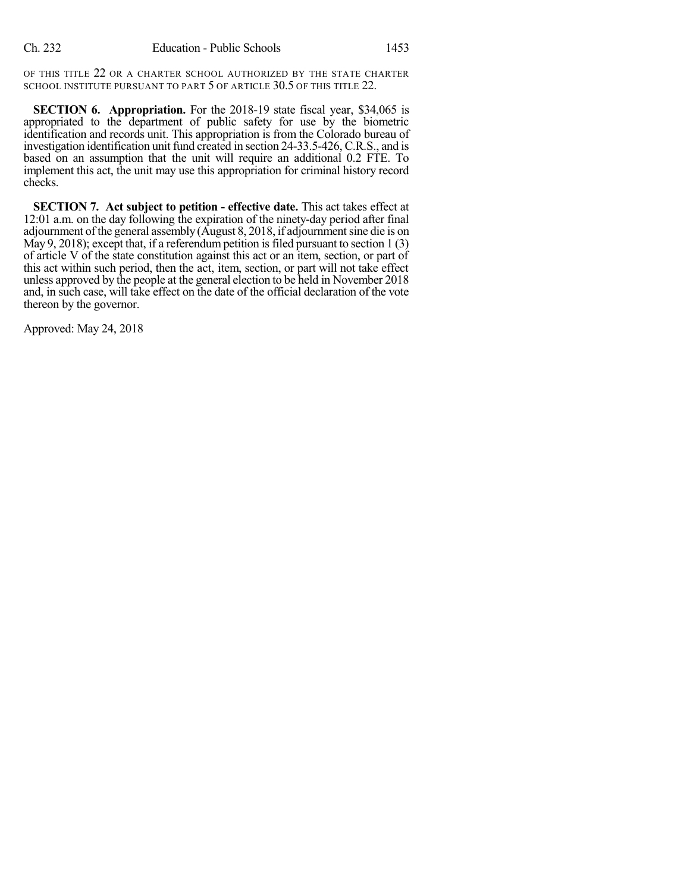OF THIS TITLE 22 OR A CHARTER SCHOOL AUTHORIZED BY THE STATE CHARTER SCHOOL INSTITUTE PURSUANT TO PART 5 OF ARTICLE 30.5 OF THIS TITLE 22.

**SECTION 6. Appropriation.** For the 2018-19 state fiscal year, $34,065 is appropriated to the department of public safety for use by the biometric identification and records unit. This appropriation is from the Colorado bureau of investigation identification unit fund created in section 24-33.5-426, C.R.S., and is based on an assumption that the unit will require an additional 0.2 FTE. To implement this act, the unit may use this appropriation for criminal history record checks.

**SECTION 7. Act subject to petition - effective date.** This act takes effect at 12:01 a.m. on the day following the expiration of the ninety-day period after final adjournment of the general assembly (August 8, 2018, if adjournment sine die is on May 9, 2018); except that, if a referendum petition is filed pursuant to section 1 (3) of article V of the state constitution against this act or an item, section, or part of this act within such period, then the act, item, section, or part will not take effect unless approved by the people at the general election to be held in November 2018 and, in such case, will take effect on the date of the official declaration of the vote thereon by the governor.

Approved: May 24, 2018